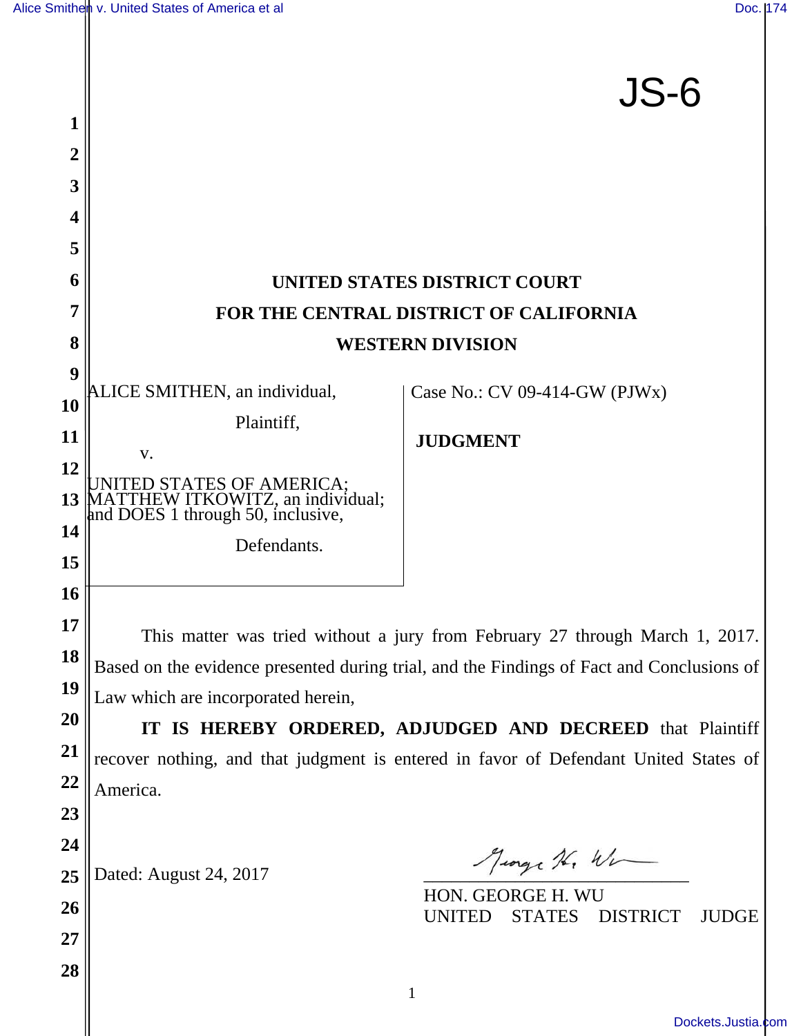JS-6

**UNITED STATES DISTRICT COURT**
**FOR THE CENTRAL DISTRICT OF CALIFORNIA**
**WESTERN DIVISION**

ALICE SMITHEN, an individual,

Plaintiff,

v.

UNITED STATES OF AMERICA; MATTHEW ITKOWITZ, an individual; and DOES 1 through 50, inclusive,

Defendants.

Case No.: CV 09-414-GW (PJWx)

**JUDGMENT**

This matter was tried without a jury from February 27 through March 1, 2017. Based on the evidence presented during trial, and the Findings of Fact and Conclusions of Law which are incorporated herein,

**IT IS HEREBY ORDERED, ADJUDGED AND DECREED** that Plaintiff recover nothing, and that judgment is entered in favor of Defendant United States of America.

Dated: August 24, 2017

HON. GEORGE H. WU
UNITED STATES DISTRICT JUDGE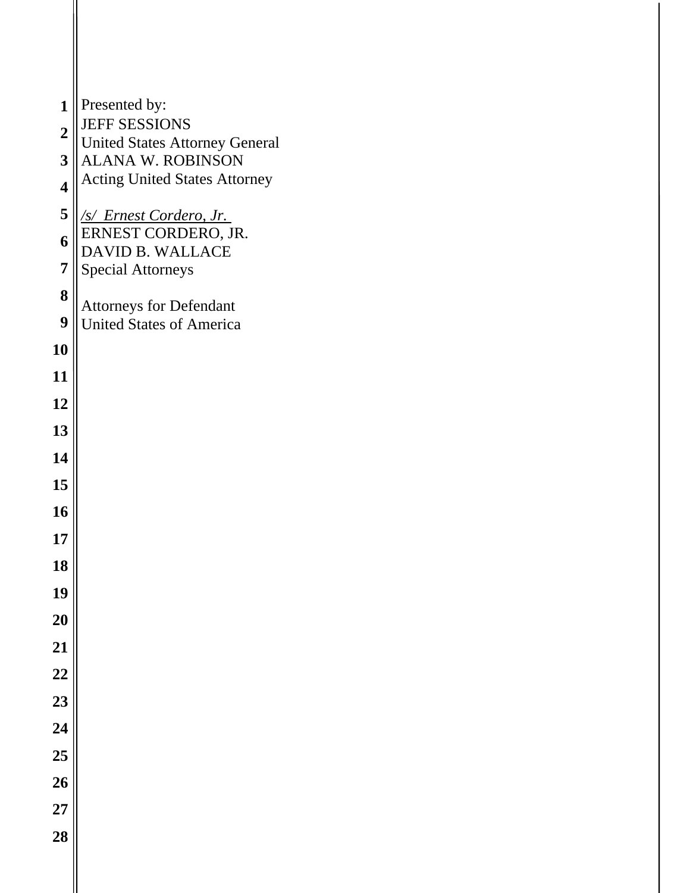Presented by:
JEFF SESSIONS
United States Attorney General
ALANA W. ROBINSON
Acting United States Attorney

*/s/ Ernest Cordero, Jr.*
ERNEST CORDERO, JR.
DAVID B. WALLACE
Special Attorneys

Attorneys for Defendant
United States of America